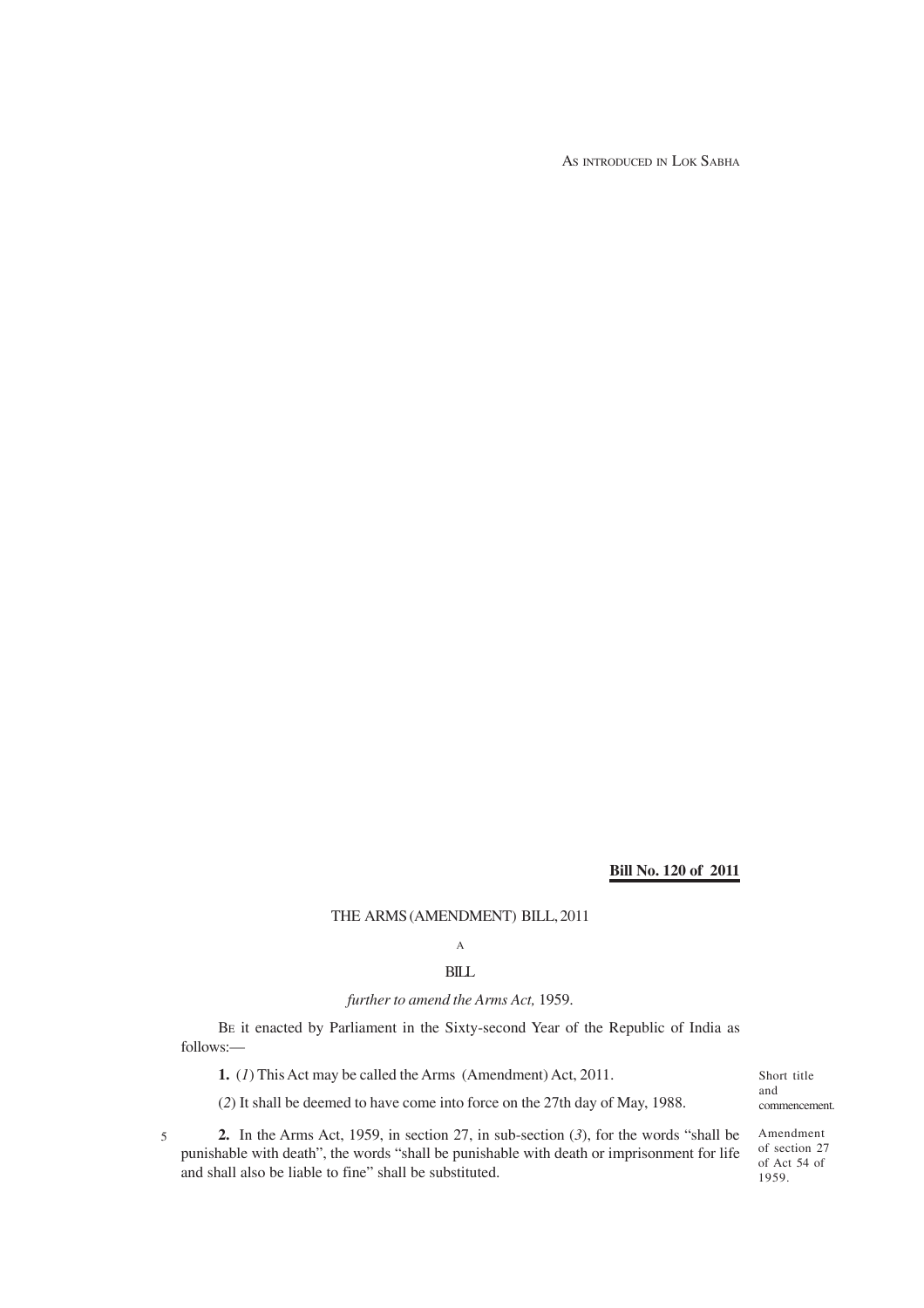AS INTRODUCED IN LOK SABHA

**Bill No. 120 of 2011**

# THE ARMS (AMENDMENT) BILL, 2011

A

BILL

*further to amend the Arms Act,* 1959.

BE it enacted by Parliament in the Sixty-second Year of the Republic of India as follows:—

Short title and commencement.

**1.** (*1*) This Act may be called the Arms (Amendment) Act, 2011.

(*2*) It shall be deemed to have come into force on the 27th day of May, 1988.

Amendment of section 27 of Act 54 of 1959.

**2.** In the Arms Act, 1959, in section 27, in sub-section (*3*), for the words "shall be punishable with death", the words "shall be punishable with death or imprisonment for life and shall also be liable to fine" shall be substituted.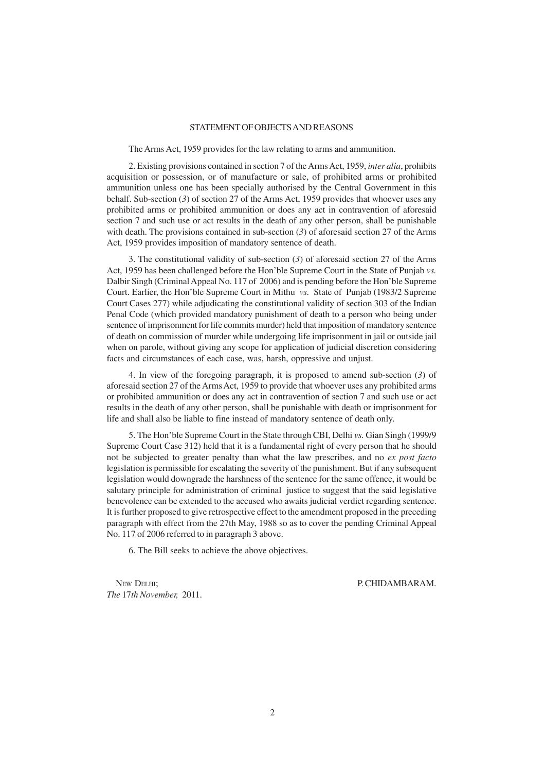## STATEMENT OF OBJECTS AND REASONS

The Arms Act, 1959 provides for the law relating to arms and ammunition.

2. Existing provisions contained in section 7 of the Arms Act, 1959, *inter alia*, prohibits acquisition or possession, or of manufacture or sale, of prohibited arms or prohibited ammunition unless one has been specially authorised by the Central Government in this behalf. Sub-section (*3*) of section 27 of the Arms Act, 1959 provides that whoever uses any prohibited arms or prohibited ammunition or does any act in contravention of aforesaid section 7 and such use or act results in the death of any other person, shall be punishable with death. The provisions contained in sub-section (*3*) of aforesaid section 27 of the Arms Act, 1959 provides imposition of mandatory sentence of death.

3. The constitutional validity of sub-section (*3*) of aforesaid section 27 of the Arms Act, 1959 has been challenged before the Hon'ble Supreme Court in the State of Punjab *vs.* Dalbir Singh (Criminal Appeal No. 117 of 2006) and is pending before the Hon'ble Supreme Court. Earlier, the Hon'ble Supreme Court in Mithu *vs.* State of Punjab (1983/2 Supreme Court Cases 277) while adjudicating the constitutional validity of section 303 of the Indian Penal Code (which provided mandatory punishment of death to a person who being under sentence of imprisonment for life commits murder) held that imposition of mandatory sentence of death on commission of murder while undergoing life imprisonment in jail or outside jail when on parole, without giving any scope for application of judicial discretion considering facts and circumstances of each case, was, harsh, oppressive and unjust.

4. In view of the foregoing paragraph, it is proposed to amend sub-section (*3*) of aforesaid section 27 of the Arms Act, 1959 to provide that whoever uses any prohibited arms or prohibited ammunition or does any act in contravention of section 7 and such use or act results in the death of any other person, shall be punishable with death or imprisonment for life and shall also be liable to fine instead of mandatory sentence of death only.

5. The Hon'ble Supreme Court in the State through CBI, Delhi *vs.* Gian Singh (1999/9 Supreme Court Case 312) held that it is a fundamental right of every person that he should not be subjected to greater penalty than what the law prescribes, and no *ex post facto* legislation is permissible for escalating the severity of the punishment. But if any subsequent legislation would downgrade the harshness of the sentence for the same offence, it would be salutary principle for administration of criminal justice to suggest that the said legislative benevolence can be extended to the accused who awaits judicial verdict regarding sentence. It is further proposed to give retrospective effect to the amendment proposed in the preceding paragraph with effect from the 27th May, 1988 so as to cover the pending Criminal Appeal No. 117 of 2006 referred to in paragraph 3 above.

6. The Bill seeks to achieve the above objectives.

NEW DELHI;
*The* 17*th November,* 2011.

P. CHIDAMBARAM.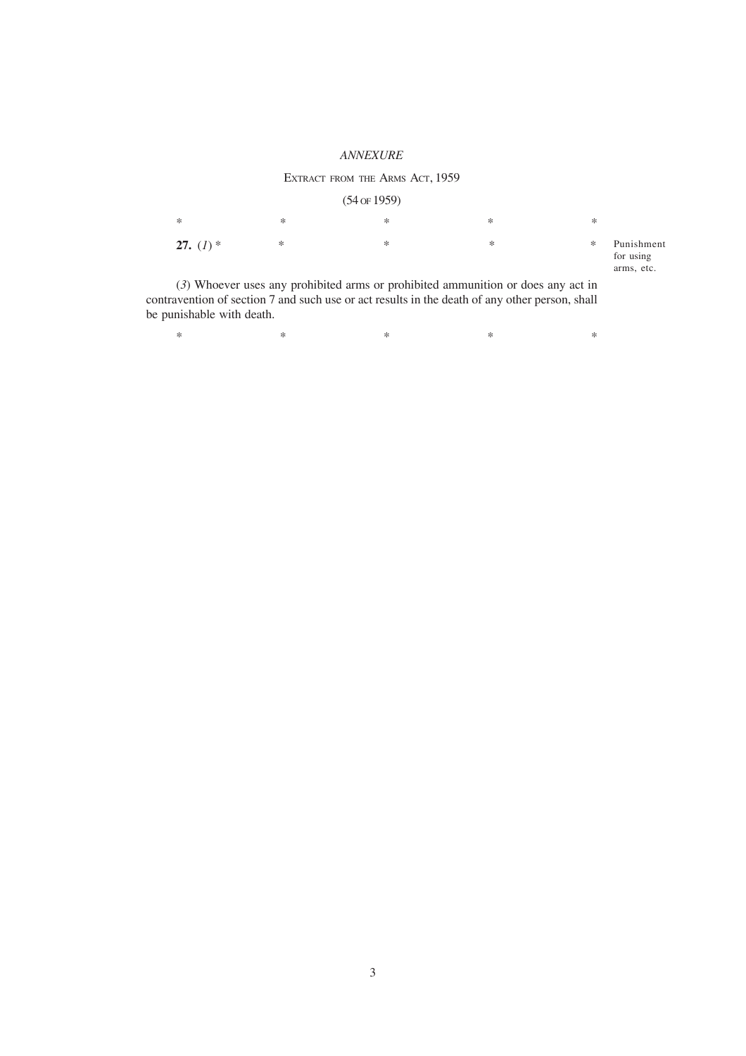*ANNEXURE*

EXTRACT FROM THE ARMS ACT, 1959

(54 OF 1959)

\*                    \*                    \*                    \*                    \*

**27.** (*1*) \*                    \*                    \*                    \*                    \*                    Punishment for using arms, etc.

(*3*) Whoever uses any prohibited arms or prohibited ammunition or does any act in contravention of section 7 and such use or act results in the death of any other person, shall be punishable with death.

\*                    \*                    \*                    \*                    \*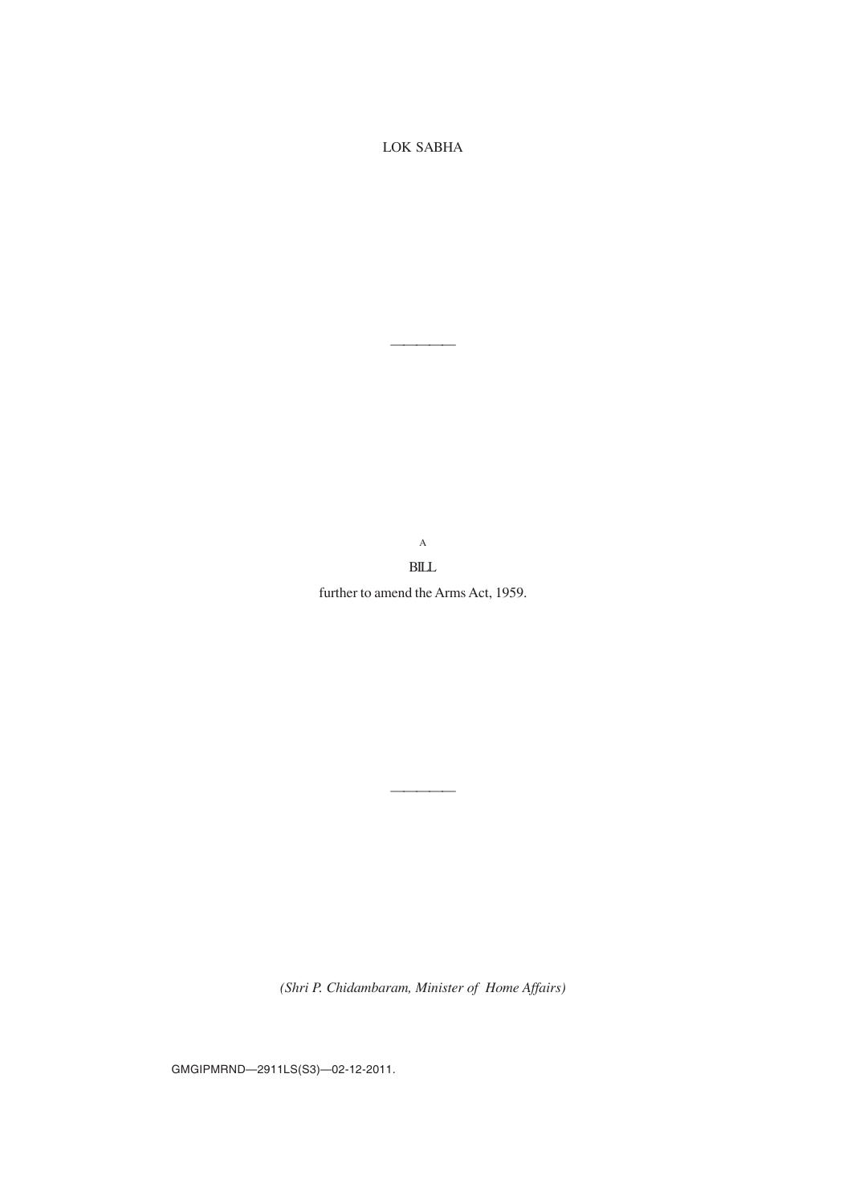LOK SABHA

————

A

BILL

further to amend the Arms Act, 1959.

————

*(Shri P. Chidambaram, Minister of Home Affairs)*

GMGIPMRND—2911LS(S3)—02-12-2011.